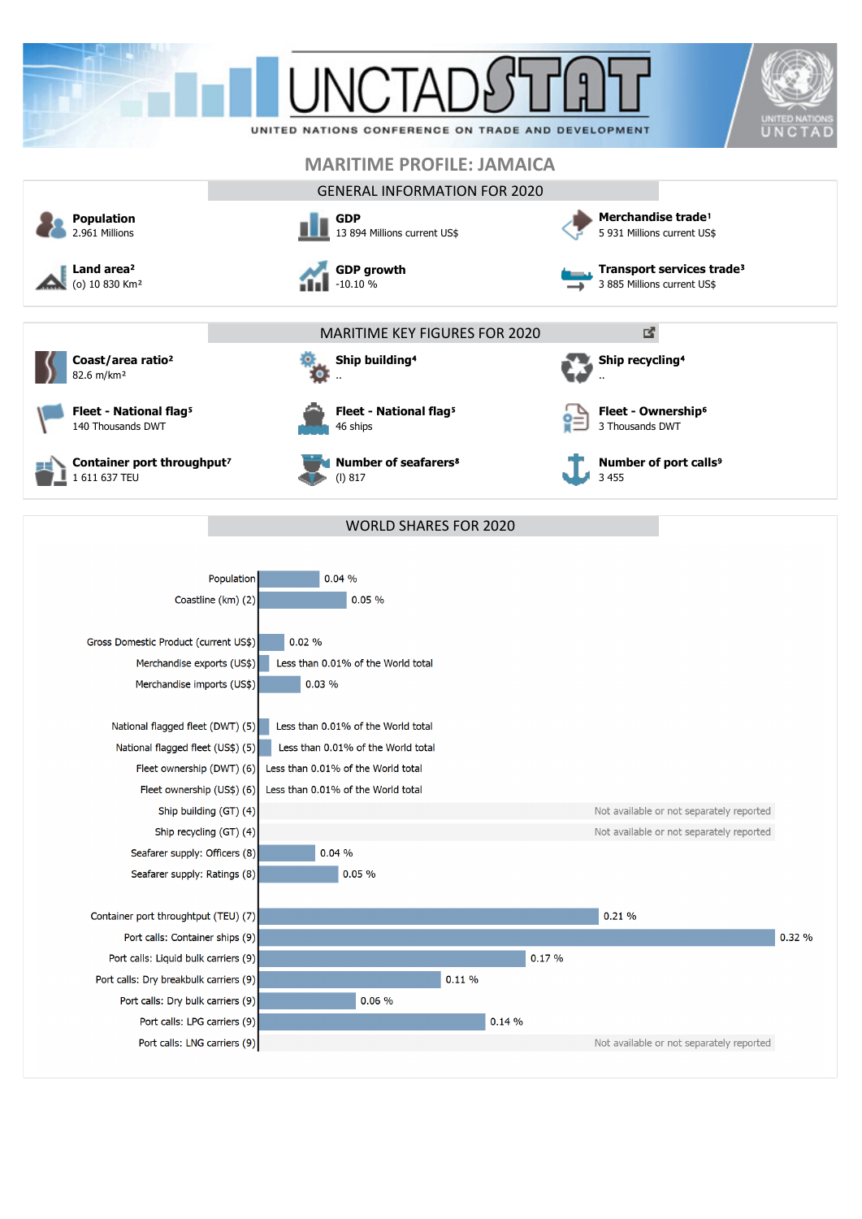UNCTADSTAT

UNITED NATIONS CONFERENCE ON TRADE AND DEVELOPMENT

# MARITIME PROFILE: JAMAICA

## GENERAL INFORMATION FOR 2020

**Population**
2.961 Millions

**GDP**
13 894 Millions current US$

**Merchandise trade**[1]
5 931 Millions current US$

**Land area**[2]
(o) 10 830 Km²

**GDP growth**
-10.10 %

**Transport services trade**[3]
3 885 Millions current US$

## MARITIME KEY FIGURES FOR 2020

**Coast/area ratio**[2]
82.6 m/km²

**Ship building**[4]
..

**Ship recycling**[4]
..

**Fleet - National flag**[5]
140 Thousands DWT

**Fleet - National flag**[5]
46 ships

**Fleet - Ownership**[6]
3 Thousands DWT

**Container port throughput**[7]
1 611 637 TEU

**Number of seafarers**[8]
(l) 817

**Number of port calls**[9]
3 455

## WORLD SHARES FOR 2020

| Indicator | World share |
|---|---|
| Population | 0.04 % |
| Coastline (km) (2) | 0.05 % |
| Gross Domestic Product (current US$) | 0.02 % |
| Merchandise exports (US$) | Less than 0.01% of the World total |
| Merchandise imports (US$) | 0.03 % |
| National flagged fleet (DWT) (5) | Less than 0.01% of the World total |
| National flagged fleet (US$) (5) | Less than 0.01% of the World total |
| Fleet ownership (DWT) (6) | Less than 0.01% of the World total |
| Fleet ownership (US$) (6) | Less than 0.01% of the World total |
| Ship building (GT) (4) | Not available or not separately reported |
| Ship recycling (GT) (4) | Not available or not separately reported |
| Seafarer supply: Officers (8) | 0.04 % |
| Seafarer supply: Ratings (8) | 0.05 % |
| Container port throughput (TEU) (7) | 0.21 % |
| Port calls: Container ships (9) | 0.32 % |
| Port calls: Liquid bulk carriers (9) | 0.17 % |
| Port calls: Dry breakbulk carriers (9) | 0.11 % |
| Port calls: Dry bulk carriers (9) | 0.06 % |
| Port calls: LPG carriers (9) | 0.14 % |
| Port calls: LNG carriers (9) | Not available or not separately reported |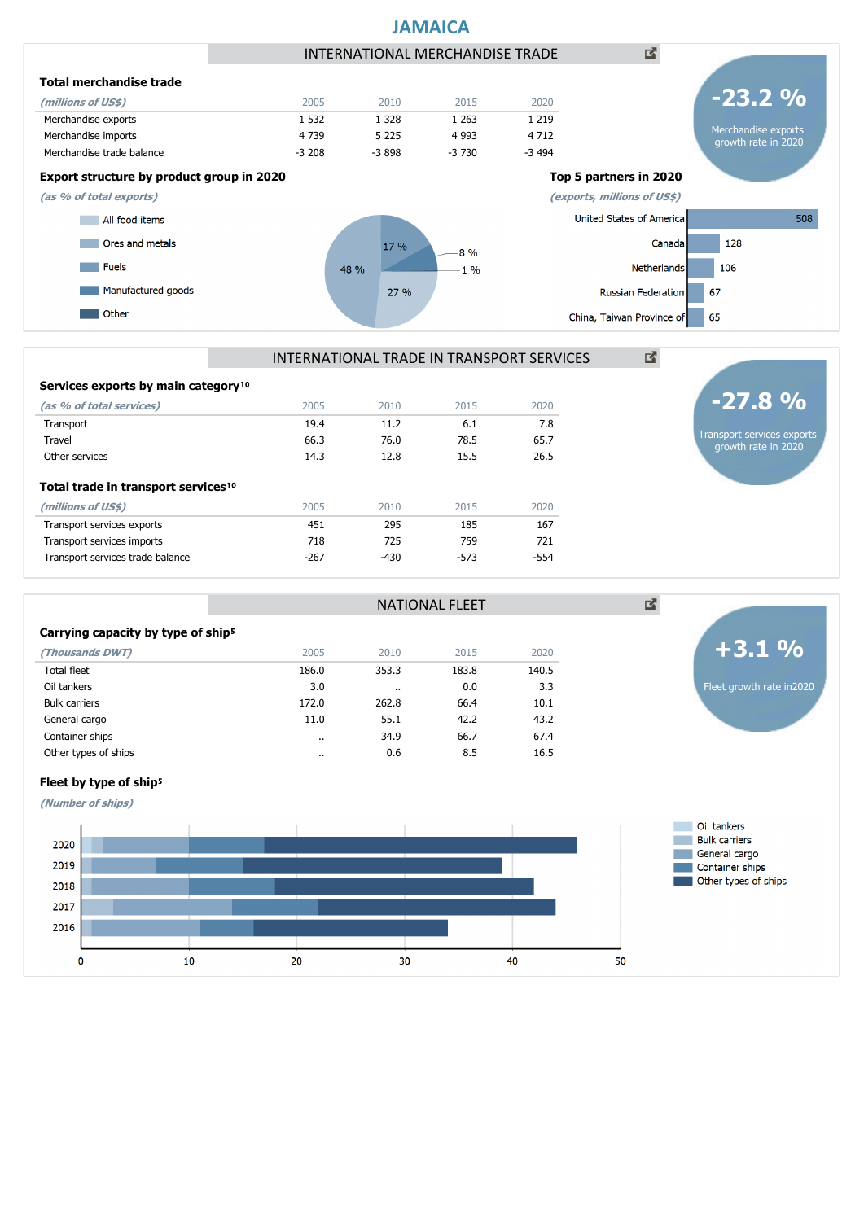# JAMAICA

## INTERNATIONAL MERCHANDISE TRADE

**-23.2 %**
Merchandise exports growth rate in 2020

### Total merchandise trade

| *(millions of US$)* | 2005 | 2010 | 2015 | 2020 |
|---|---|---|---|---|
| Merchandise exports | 1 532 | 1 328 | 1 263 | 1 219 |
| Merchandise imports | 4 739 | 5 225 | 4 993 | 4 712 |
| Merchandise trade balance | -3 208 | -3 898 | -3 730 | -3 494 |

### Export structure by product group in 2020

*(as % of total exports)*

- All food items
- Ores and metals
- Fuels
- Manufactured goods
- Other

48 %, 27 %, 17 %, 8 %, 1 %

### Top 5 partners in 2020

*(exports, millions of US$)*

| Partner | Exports |
|---|---|
| United States of America | 508 |
| Canada | 128 |
| Netherlands | 106 |
| Russian Federation | 67 |
| China, Taiwan Province of | 65 |

## INTERNATIONAL TRADE IN TRANSPORT SERVICES

**-27.8 %**
Transport services exports growth rate in 2020

### Services exports by main category[10]

| *(as % of total services)* | 2005 | 2010 | 2015 | 2020 |
|---|---|---|---|---|
| Transport | 19.4 | 11.2 | 6.1 | 7.8 |
| Travel | 66.3 | 76.0 | 78.5 | 65.7 |
| Other services | 14.3 | 12.8 | 15.5 | 26.5 |

### Total trade in transport services[10]

| *(millions of US$)* | 2005 | 2010 | 2015 | 2020 |
|---|---|---|---|---|
| Transport services exports | 451 | 295 | 185 | 167 |
| Transport services imports | 718 | 725 | 759 | 721 |
| Transport services trade balance | -267 | -430 | -573 | -554 |

## NATIONAL FLEET

**+3.1 %**
Fleet growth rate in2020

### Carrying capacity by type of ship[5]

| *(Thousands DWT)* | 2005 | 2010 | 2015 | 2020 |
|---|---|---|---|---|
| Total fleet | 186.0 | 353.3 | 183.8 | 140.5 |
| Oil tankers | 3.0 | .. | 0.0 | 3.3 |
| Bulk carriers | 172.0 | 262.8 | 66.4 | 10.1 |
| General cargo | 11.0 | 55.1 | 42.2 | 43.2 |
| Container ships | .. | 34.9 | 66.7 | 67.4 |
| Other types of ships | .. | 0.6 | 8.5 | 16.5 |

### Fleet by type of ship[5]

*(Number of ships)*

Legend: Oil tankers, Bulk carriers, General cargo, Container ships, Other types of ships

Years: 2020, 2019, 2018, 2017, 2016; axis: 0, 10, 20, 30, 40, 50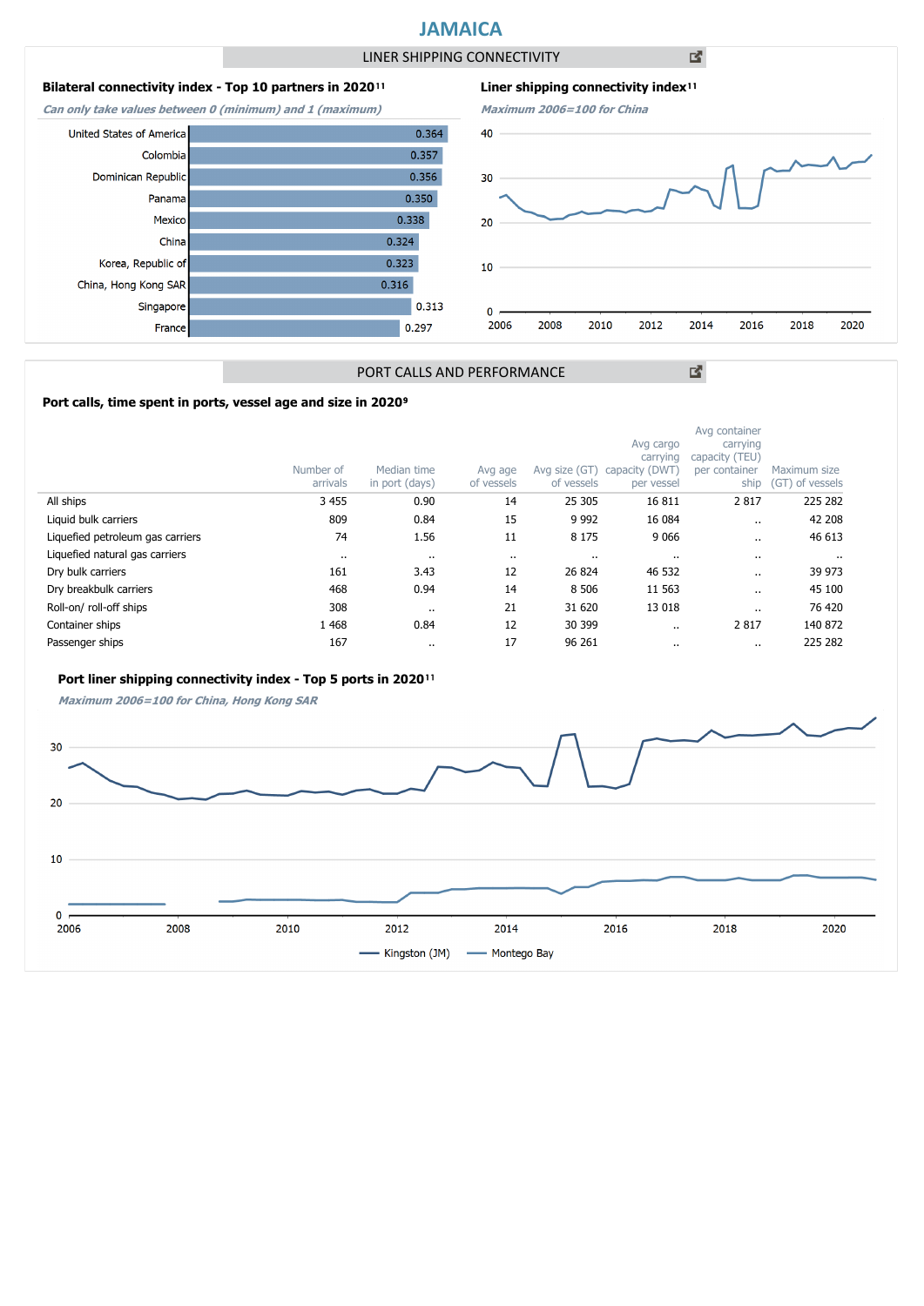# JAMAICA

## LINER SHIPPING CONNECTIVITY

**Bilateral connectivity index - Top 10 partners in 2020**[11]

*Can only take values between 0 (minimum) and 1 (maximum)*

| Partner | Index |
|---|---|
| United States of America | 0.364 |
| Colombia | 0.357 |
| Dominican Republic | 0.356 |
| Panama | 0.350 |
| Mexico | 0.338 |
| China | 0.324 |
| Korea, Republic of | 0.323 |
| China, Hong Kong SAR | 0.316 |
| Singapore | 0.313 |
| France | 0.297 |

**Liner shipping connectivity index**[11]

*Maximum 2006=100 for China*

## PORT CALLS AND PERFORMANCE

**Port calls, time spent in ports, vessel age and size in 2020**[9]

| | Number of arrivals | Median time in port (days) | Avg age of vessels | Avg size (GT) of vessels | Avg cargo carrying capacity (DWT) per vessel | Avg container carrying capacity (TEU) per container ship | Maximum size (GT) of vessels |
|---|---|---|---|---|---|---|---|
| All ships | 3 455 | 0.90 | 14 | 25 305 | 16 811 | 2 817 | 225 282 |
| Liquid bulk carriers | 809 | 0.84 | 15 | 9 992 | 16 084 | .. | 42 208 |
| Liquefied petroleum gas carriers | 74 | 1.56 | 11 | 8 175 | 9 066 | .. | 46 613 |
| Liquefied natural gas carriers | .. | .. | .. | .. | .. | .. | .. |
| Dry bulk carriers | 161 | 3.43 | 12 | 26 824 | 46 532 | .. | 39 973 |
| Dry breakbulk carriers | 468 | 0.94 | 14 | 8 506 | 11 563 | .. | 45 100 |
| Roll-on/ roll-off ships | 308 | .. | 21 | 31 620 | 13 018 | .. | 76 420 |
| Container ships | 1 468 | 0.84 | 12 | 30 399 | .. | 2 817 | 140 872 |
| Passenger ships | 167 | .. | 17 | 96 261 | .. | .. | 225 282 |

**Port liner shipping connectivity index - Top 5 ports in 2020**[11]

*Maximum 2006=100 for China, Hong Kong SAR*

Kingston (JM) — Montego Bay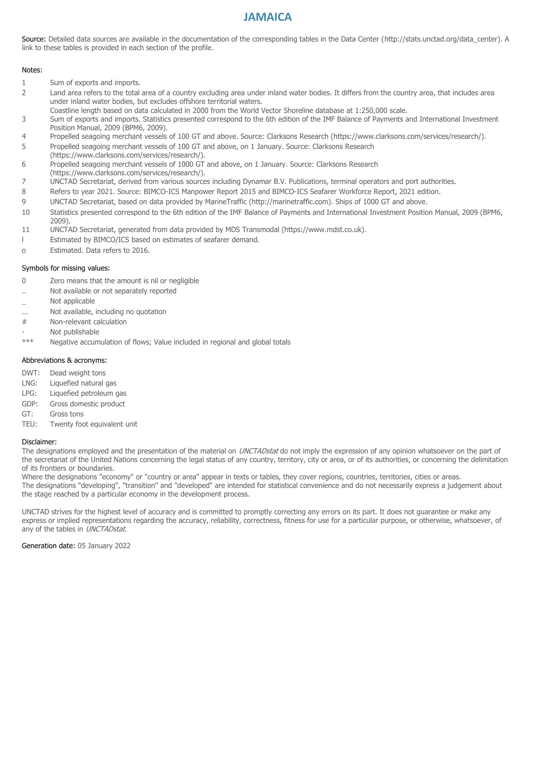# JAMAICA

Source: Detailed data sources are available in the documentation of the corresponding tables in the Data Center (http://stats.unctad.org/data_center). A link to these tables is provided in each section of the profile.

Notes:

| | |
|---|---|
| 1 | Sum of exports and imports. |
| 2 | Land area refers to the total area of a country excluding area under inland water bodies. It differs from the country area, that includes area under inland water bodies, but excludes offshore territorial waters. Coastline length based on data calculated in 2000 from the World Vector Shoreline database at 1:250,000 scale. |
| 3 | Sum of exports and imports. Statistics presented correspond to the 6th edition of the IMF Balance of Payments and International Investment Position Manual, 2009 (BPM6, 2009). |
| 4 | Propelled seagoing merchant vessels of 100 GT and above. Source: Clarksons Research (https://www.clarksons.com/services/research/). |
| 5 | Propelled seagoing merchant vessels of 100 GT and above, on 1 January. Source: Clarksons Research (https://www.clarksons.com/services/research/). |
| 6 | Propelled seagoing merchant vessels of 1000 GT and above, on 1 January. Source: Clarksons Research (https://www.clarksons.com/services/research/). |
| 7 | UNCTAD Secretariat, derived from various sources including Dynamar B.V. Publications, terminal operators and port authorities. |
| 8 | Refers to year 2021. Source: BIMCO-ICS Manpower Report 2015 and BIMCO-ICS Seafarer Workforce Report, 2021 edition. |
| 9 | UNCTAD Secretariat, based on data provided by MarineTraffic (http://marinetraffic.com). Ships of 1000 GT and above. |
| 10 | Statistics presented correspond to the 6th edition of the IMF Balance of Payments and International Investment Position Manual, 2009 (BPM6, 2009). |
| 11 | UNCTAD Secretariat, generated from data provided by MDS Transmodal (https://www.mdst.co.uk). |
| l | Estimated by BIMCO/ICS based on estimates of seafarer demand. |
| o | Estimated. Data refers to 2016. |

Symbols for missing values:

| | |
|---|---|
| 0 | Zero means that the amount is nil or negligible |
| .. | Not available or not separately reported |
| _ | Not applicable |
| ... | Not available, including no quotation |
| # | Non-relevant calculation |
| - | Not publishable |
| *** | Negative accumulation of flows; Value included in regional and global totals |

Abbreviations & acronyms:

| | |
|---|---|
| DWT: | Dead weight tons |
| LNG: | Liquefied natural gas |
| LPG: | Liquefied petroleum gas |
| GDP: | Gross domestic product |
| GT: | Gross tons |
| TEU: | Twenty foot equivalent unit |

Disclaimer:

The designations employed and the presentation of the material on *UNCTADstat* do not imply the expression of any opinion whatsoever on the part of the secretariat of the United Nations concerning the legal status of any country, territory, city or area, or of its authorities, or concerning the delimitation of its frontiers or boundaries.
Where the designations "economy" or "country or area" appear in texts or tables, they cover regions, countries, territories, cities or areas.
The designations "developing", "transition" and "developed" are intended for statistical convenience and do not necessarily express a judgement about the stage reached by a particular economy in the development process.

UNCTAD strives for the highest level of accuracy and is committed to promptly correcting any errors on its part. It does not guarantee or make any express or implied representations regarding the accuracy, reliability, correctness, fitness for use for a particular purpose, or otherwise, whatsoever, of any of the tables in *UNCTADstat*.

Generation date: 05 January 2022